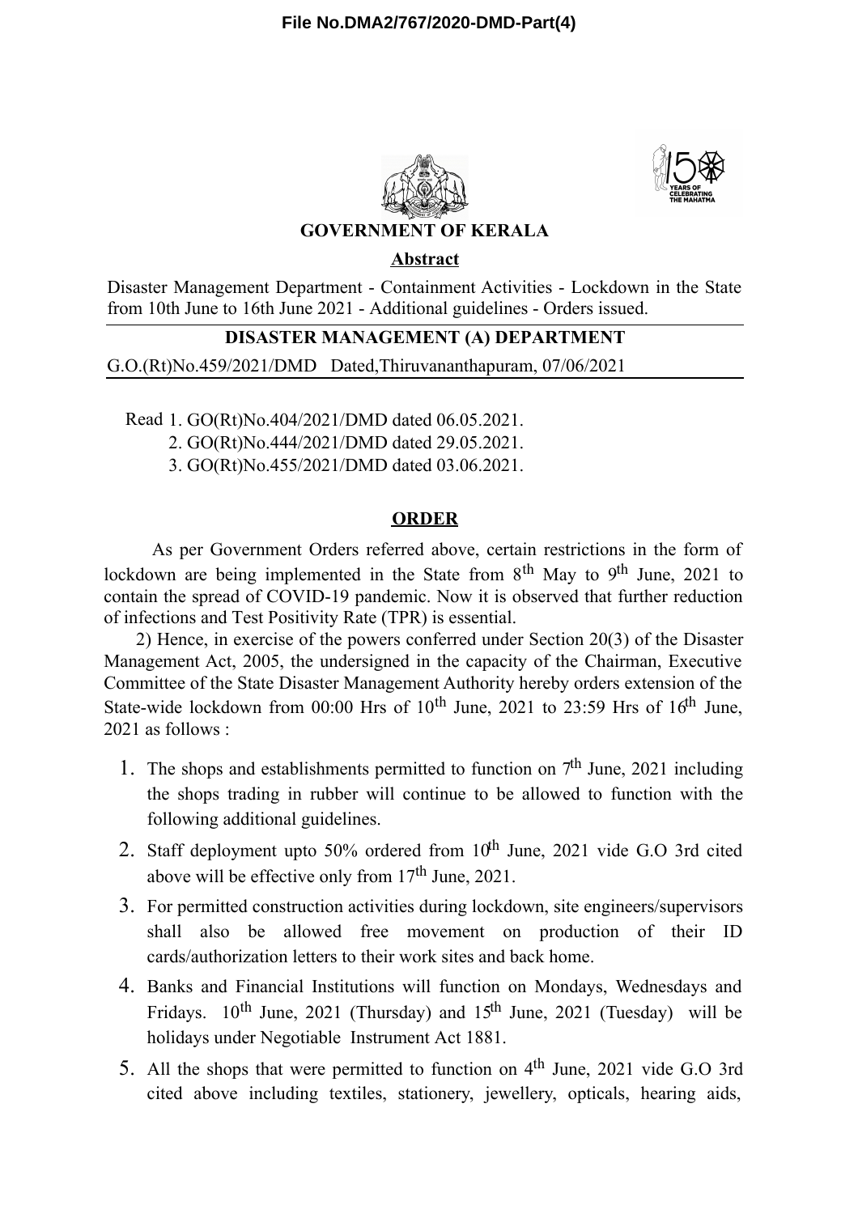File No.DMA2/767/2020-DMD-Part(4)

**GOVERNMENT OF KERALA**

**Abstract**

Disaster Management Department - Containment Activities - Lockdown in the State from 10th June to 16th June 2021 - Additional guidelines - Orders issued.

**DISASTER MANAGEMENT (A) DEPARTMENT**

G.O.(Rt)No.459/2021/DMD Dated,Thiruvananthapuram, 07/06/2021

Read 1. GO(Rt)No.404/2021/DMD dated 06.05.2021.
2. GO(Rt)No.444/2021/DMD dated 29.05.2021.
3. GO(Rt)No.455/2021/DMD dated 03.06.2021.

**ORDER**

As per Government Orders referred above, certain restrictions in the form of lockdown are being implemented in the State from 8th May to 9th June, 2021 to contain the spread of COVID-19 pandemic. Now it is observed that further reduction of infections and Test Positivity Rate (TPR) is essential.

2) Hence, in exercise of the powers conferred under Section 20(3) of the Disaster Management Act, 2005, the undersigned in the capacity of the Chairman, Executive Committee of the State Disaster Management Authority hereby orders extension of the State-wide lockdown from 00:00 Hrs of 10th June, 2021 to 23:59 Hrs of 16th June, 2021 as follows :

1. The shops and establishments permitted to function on 7th June, 2021 including the shops trading in rubber will continue to be allowed to function with the following additional guidelines.
2. Staff deployment upto 50% ordered from 10th June, 2021 vide G.O 3rd cited above will be effective only from 17th June, 2021.
3. For permitted construction activities during lockdown, site engineers/supervisors shall also be allowed free movement on production of their ID cards/authorization letters to their work sites and back home.
4. Banks and Financial Institutions will function on Mondays, Wednesdays and Fridays. 10th June, 2021 (Thursday) and 15th June, 2021 (Tuesday) will be holidays under Negotiable Instrument Act 1881.
5. All the shops that were permitted to function on 4th June, 2021 vide G.O 3rd cited above including textiles, stationery, jewellery, opticals, hearing aids,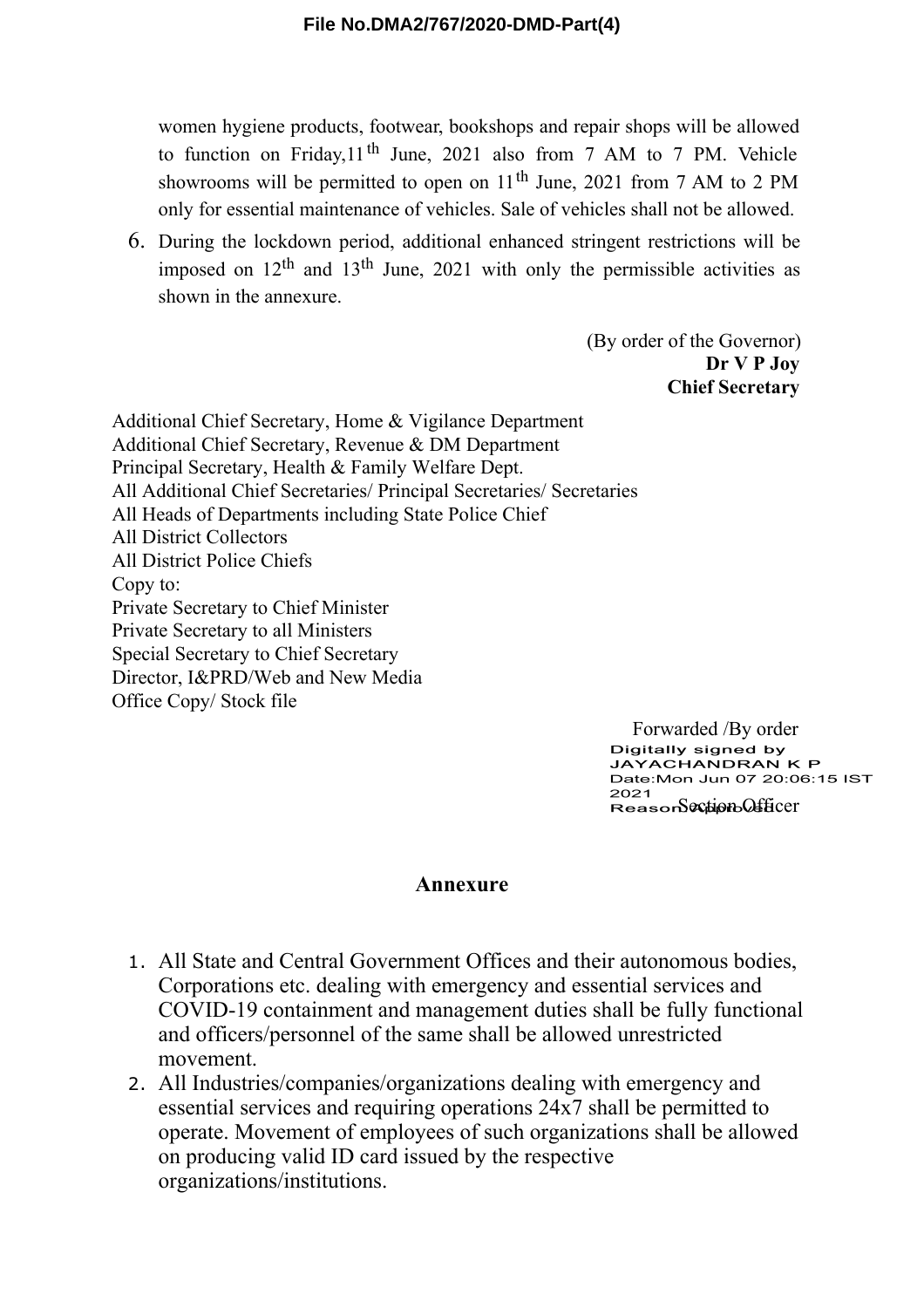women hygiene products, footwear, bookshops and repair shops will be allowed to function on Friday,11$^{th}$ June, 2021 also from 7 AM to 7 PM. Vehicle showrooms will be permitted to open on 11$^{th}$ June, 2021 from 7 AM to 2 PM only for essential maintenance of vehicles. Sale of vehicles shall not be allowed.

6. During the lockdown period, additional enhanced stringent restrictions will be imposed on 12$^{th}$ and 13$^{th}$ June, 2021 with only the permissible activities as shown in the annexure.

(By order of the Governor)
**Dr V P Joy**
**Chief Secretary**

Additional Chief Secretary, Home & Vigilance Department
Additional Chief Secretary, Revenue & DM Department
Principal Secretary, Health & Family Welfare Dept.
All Additional Chief Secretaries/ Principal Secretaries/ Secretaries
All Heads of Departments including State Police Chief
All District Collectors
All District Police Chiefs
Copy to:
Private Secretary to Chief Minister
Private Secretary to all Ministers
Special Secretary to Chief Secretary
Director, I&PRD/Web and New Media
Office Copy/ Stock file

Forwarded /By order
Digitally signed by
JAYACHANDRAN K P
Date:Mon Jun 07 20:06:15 IST 2021
Reason: Approved
Section Officer

## Annexure

1. All State and Central Government Offices and their autonomous bodies, Corporations etc. dealing with emergency and essential services and COVID-19 containment and management duties shall be fully functional and officers/personnel of the same shall be allowed unrestricted movement.
2. All Industries/companies/organizations dealing with emergency and essential services and requiring operations 24x7 shall be permitted to operate. Movement of employees of such organizations shall be allowed on producing valid ID card issued by the respective organizations/institutions.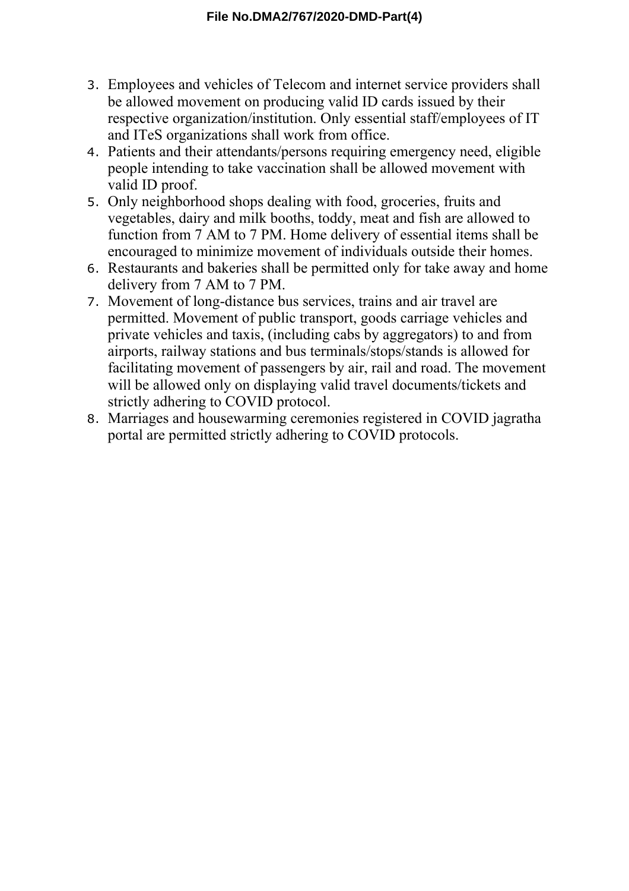3. Employees and vehicles of Telecom and internet service providers shall be allowed movement on producing valid ID cards issued by their respective organization/institution. Only essential staff/employees of IT and ITeS organizations shall work from office.
4. Patients and their attendants/persons requiring emergency need, eligible people intending to take vaccination shall be allowed movement with valid ID proof.
5. Only neighborhood shops dealing with food, groceries, fruits and vegetables, dairy and milk booths, toddy, meat and fish are allowed to function from 7 AM to 7 PM. Home delivery of essential items shall be encouraged to minimize movement of individuals outside their homes.
6. Restaurants and bakeries shall be permitted only for take away and home delivery from 7 AM to 7 PM.
7. Movement of long-distance bus services, trains and air travel are permitted. Movement of public transport, goods carriage vehicles and private vehicles and taxis, (including cabs by aggregators) to and from airports, railway stations and bus terminals/stops/stands is allowed for facilitating movement of passengers by air, rail and road. The movement will be allowed only on displaying valid travel documents/tickets and strictly adhering to COVID protocol.
8. Marriages and housewarming ceremonies registered in COVID jagratha portal are permitted strictly adhering to COVID protocols.